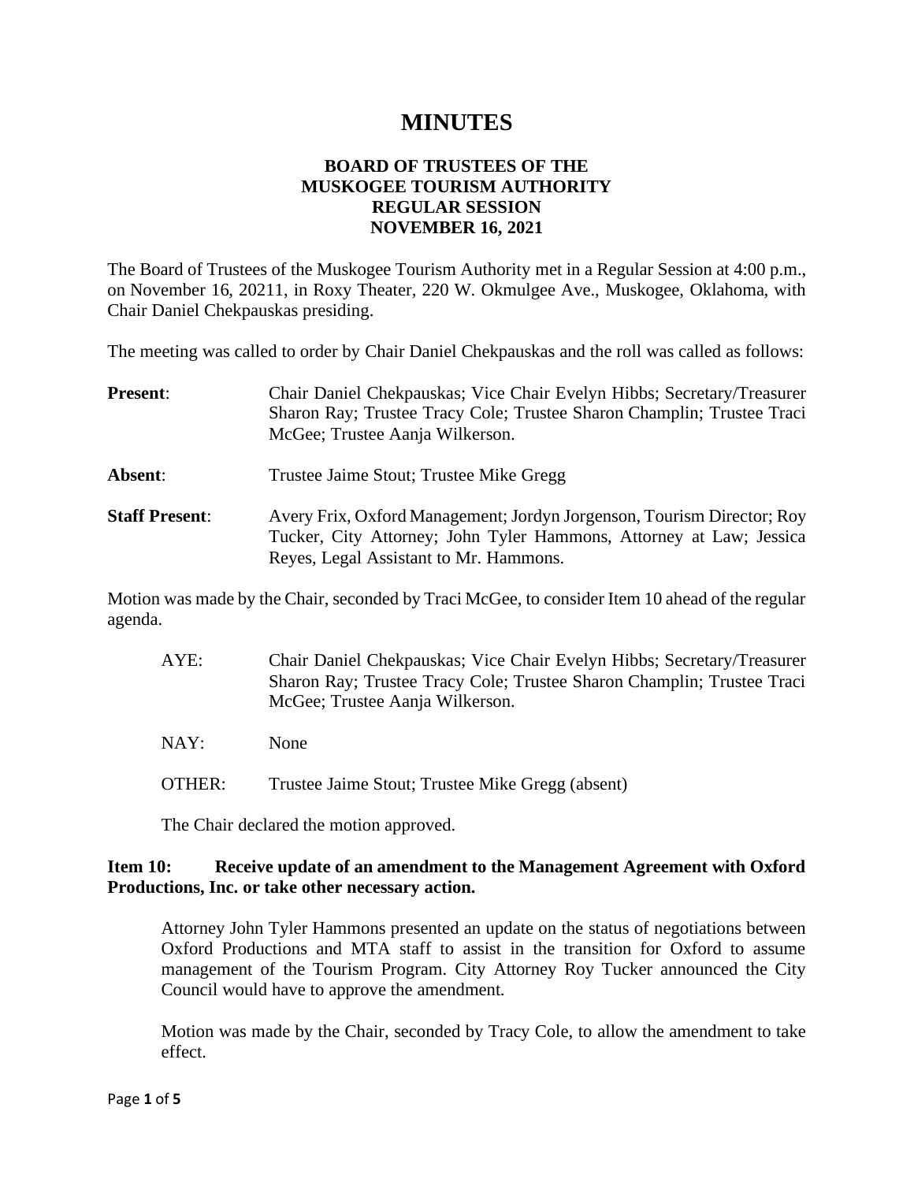# MINUTES

**BOARD OF TRUSTEES OF THE**
**MUSKOGEE TOURISM AUTHORITY**
**REGULAR SESSION**
**NOVEMBER 16, 2021**

The Board of Trustees of the Muskogee Tourism Authority met in a Regular Session at 4:00 p.m., on November 16, 20211, in Roxy Theater, 220 W. Okmulgee Ave., Muskogee, Oklahoma, with Chair Daniel Chekpauskas presiding.

The meeting was called to order by Chair Daniel Chekpauskas and the roll was called as follows:

**Present**: Chair Daniel Chekpauskas; Vice Chair Evelyn Hibbs; Secretary/Treasurer Sharon Ray; Trustee Tracy Cole; Trustee Sharon Champlin; Trustee Traci McGee; Trustee Aanja Wilkerson.

**Absent**: Trustee Jaime Stout; Trustee Mike Gregg

**Staff Present**: Avery Frix, Oxford Management; Jordyn Jorgenson, Tourism Director; Roy Tucker, City Attorney; John Tyler Hammons, Attorney at Law; Jessica Reyes, Legal Assistant to Mr. Hammons.

Motion was made by the Chair, seconded by Traci McGee, to consider Item 10 ahead of the regular agenda.

AYE: Chair Daniel Chekpauskas; Vice Chair Evelyn Hibbs; Secretary/Treasurer Sharon Ray; Trustee Tracy Cole; Trustee Sharon Champlin; Trustee Traci McGee; Trustee Aanja Wilkerson.

NAY: None

OTHER: Trustee Jaime Stout; Trustee Mike Gregg (absent)

The Chair declared the motion approved.

**Item 10: Receive update of an amendment to the Management Agreement with Oxford Productions, Inc. or take other necessary action.**

Attorney John Tyler Hammons presented an update on the status of negotiations between Oxford Productions and MTA staff to assist in the transition for Oxford to assume management of the Tourism Program. City Attorney Roy Tucker announced the City Council would have to approve the amendment.

Motion was made by the Chair, seconded by Tracy Cole, to allow the amendment to take effect.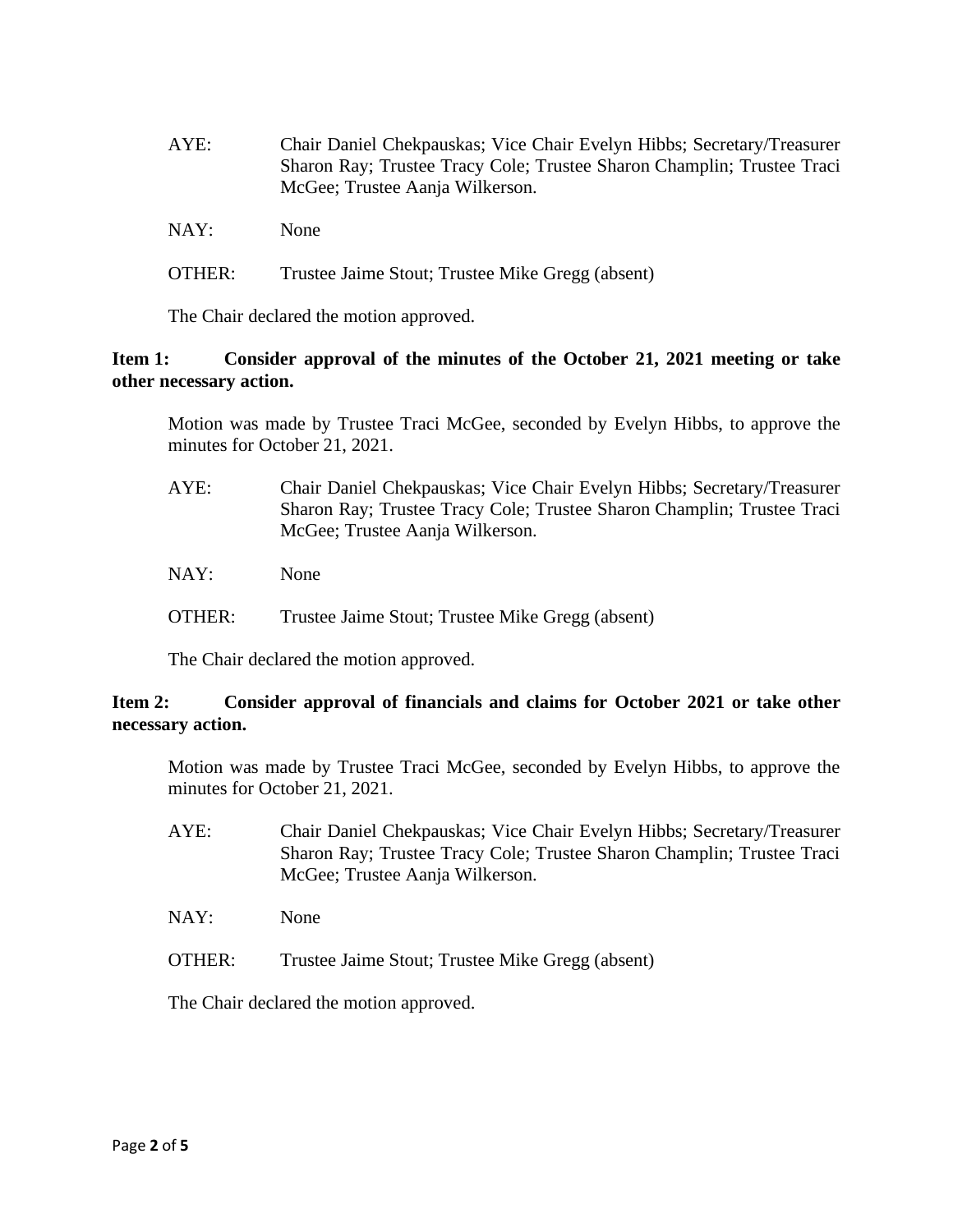AYE: Chair Daniel Chekpauskas; Vice Chair Evelyn Hibbs; Secretary/Treasurer Sharon Ray; Trustee Tracy Cole; Trustee Sharon Champlin; Trustee Traci McGee; Trustee Aanja Wilkerson.

NAY: None

OTHER: Trustee Jaime Stout; Trustee Mike Gregg (absent)

The Chair declared the motion approved.

**Item 1: Consider approval of the minutes of the October 21, 2021 meeting or take other necessary action.**

Motion was made by Trustee Traci McGee, seconded by Evelyn Hibbs, to approve the minutes for October 21, 2021.

AYE: Chair Daniel Chekpauskas; Vice Chair Evelyn Hibbs; Secretary/Treasurer Sharon Ray; Trustee Tracy Cole; Trustee Sharon Champlin; Trustee Traci McGee; Trustee Aanja Wilkerson.

NAY: None

OTHER: Trustee Jaime Stout; Trustee Mike Gregg (absent)

The Chair declared the motion approved.

**Item 2: Consider approval of financials and claims for October 2021 or take other necessary action.**

Motion was made by Trustee Traci McGee, seconded by Evelyn Hibbs, to approve the minutes for October 21, 2021.

AYE: Chair Daniel Chekpauskas; Vice Chair Evelyn Hibbs; Secretary/Treasurer Sharon Ray; Trustee Tracy Cole; Trustee Sharon Champlin; Trustee Traci McGee; Trustee Aanja Wilkerson.

NAY: None

OTHER: Trustee Jaime Stout; Trustee Mike Gregg (absent)

The Chair declared the motion approved.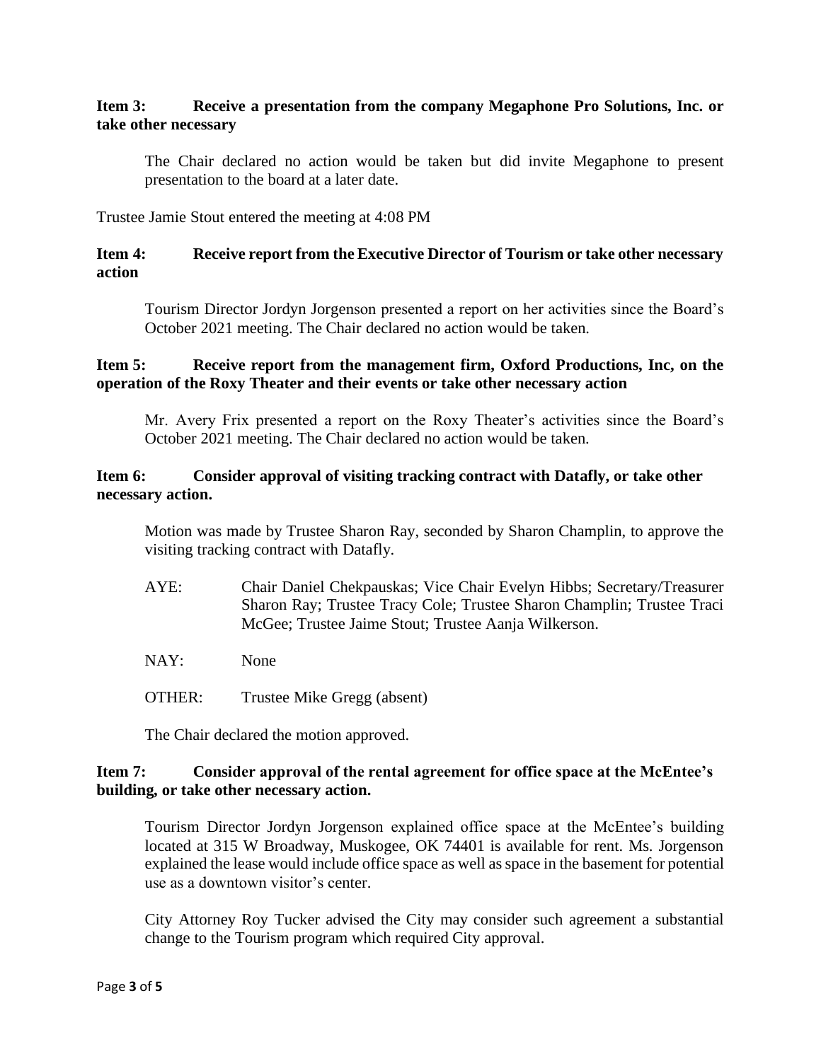**Item 3: Receive a presentation from the company Megaphone Pro Solutions, Inc. or take other necessary**

The Chair declared no action would be taken but did invite Megaphone to present presentation to the board at a later date.

Trustee Jamie Stout entered the meeting at 4:08 PM

**Item 4: Receive report from the Executive Director of Tourism or take other necessary action**

Tourism Director Jordyn Jorgenson presented a report on her activities since the Board's October 2021 meeting. The Chair declared no action would be taken.

**Item 5: Receive report from the management firm, Oxford Productions, Inc, on the operation of the Roxy Theater and their events or take other necessary action**

Mr. Avery Frix presented a report on the Roxy Theater's activities since the Board's October 2021 meeting. The Chair declared no action would be taken.

**Item 6: Consider approval of visiting tracking contract with Datafly, or take other necessary action.**

Motion was made by Trustee Sharon Ray, seconded by Sharon Champlin, to approve the visiting tracking contract with Datafly.

AYE: Chair Daniel Chekpauskas; Vice Chair Evelyn Hibbs; Secretary/Treasurer Sharon Ray; Trustee Tracy Cole; Trustee Sharon Champlin; Trustee Traci McGee; Trustee Jaime Stout; Trustee Aanja Wilkerson.

NAY: None

OTHER: Trustee Mike Gregg (absent)

The Chair declared the motion approved.

**Item 7: Consider approval of the rental agreement for office space at the McEntee's building, or take other necessary action.**

Tourism Director Jordyn Jorgenson explained office space at the McEntee's building located at 315 W Broadway, Muskogee, OK 74401 is available for rent. Ms. Jorgenson explained the lease would include office space as well as space in the basement for potential use as a downtown visitor's center.

City Attorney Roy Tucker advised the City may consider such agreement a substantial change to the Tourism program which required City approval.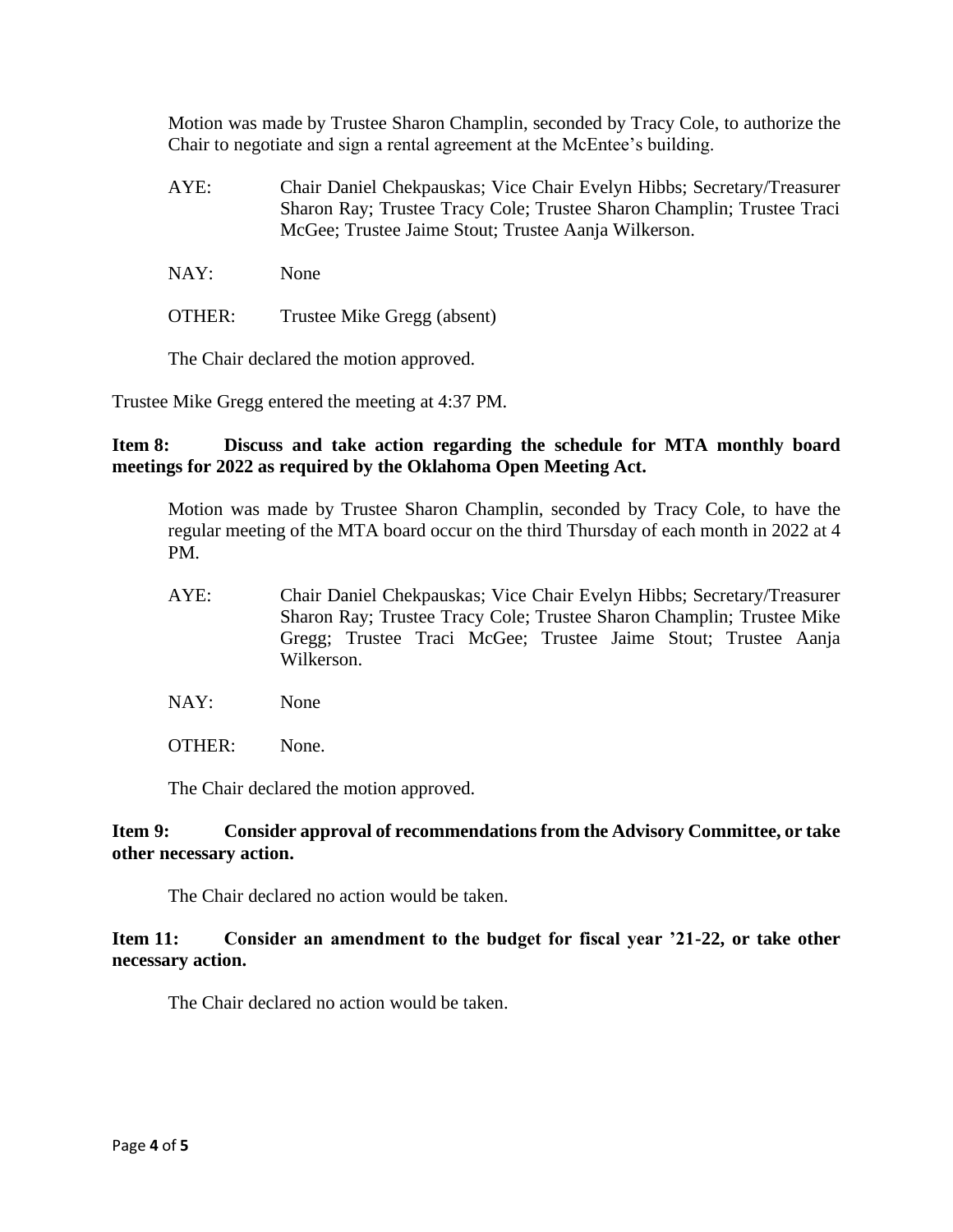Motion was made by Trustee Sharon Champlin, seconded by Tracy Cole, to authorize the Chair to negotiate and sign a rental agreement at the McEntee's building.

AYE: Chair Daniel Chekpauskas; Vice Chair Evelyn Hibbs; Secretary/Treasurer Sharon Ray; Trustee Tracy Cole; Trustee Sharon Champlin; Trustee Traci McGee; Trustee Jaime Stout; Trustee Aanja Wilkerson.

NAY: None

OTHER: Trustee Mike Gregg (absent)

The Chair declared the motion approved.

Trustee Mike Gregg entered the meeting at 4:37 PM.

**Item 8: Discuss and take action regarding the schedule for MTA monthly board meetings for 2022 as required by the Oklahoma Open Meeting Act.**

Motion was made by Trustee Sharon Champlin, seconded by Tracy Cole, to have the regular meeting of the MTA board occur on the third Thursday of each month in 2022 at 4 PM.

AYE: Chair Daniel Chekpauskas; Vice Chair Evelyn Hibbs; Secretary/Treasurer Sharon Ray; Trustee Tracy Cole; Trustee Sharon Champlin; Trustee Mike Gregg; Trustee Traci McGee; Trustee Jaime Stout; Trustee Aanja Wilkerson.

NAY: None

OTHER: None.

The Chair declared the motion approved.

**Item 9: Consider approval of recommendations from the Advisory Committee, or take other necessary action.**

The Chair declared no action would be taken.

**Item 11: Consider an amendment to the budget for fiscal year '21-22, or take other necessary action.**

The Chair declared no action would be taken.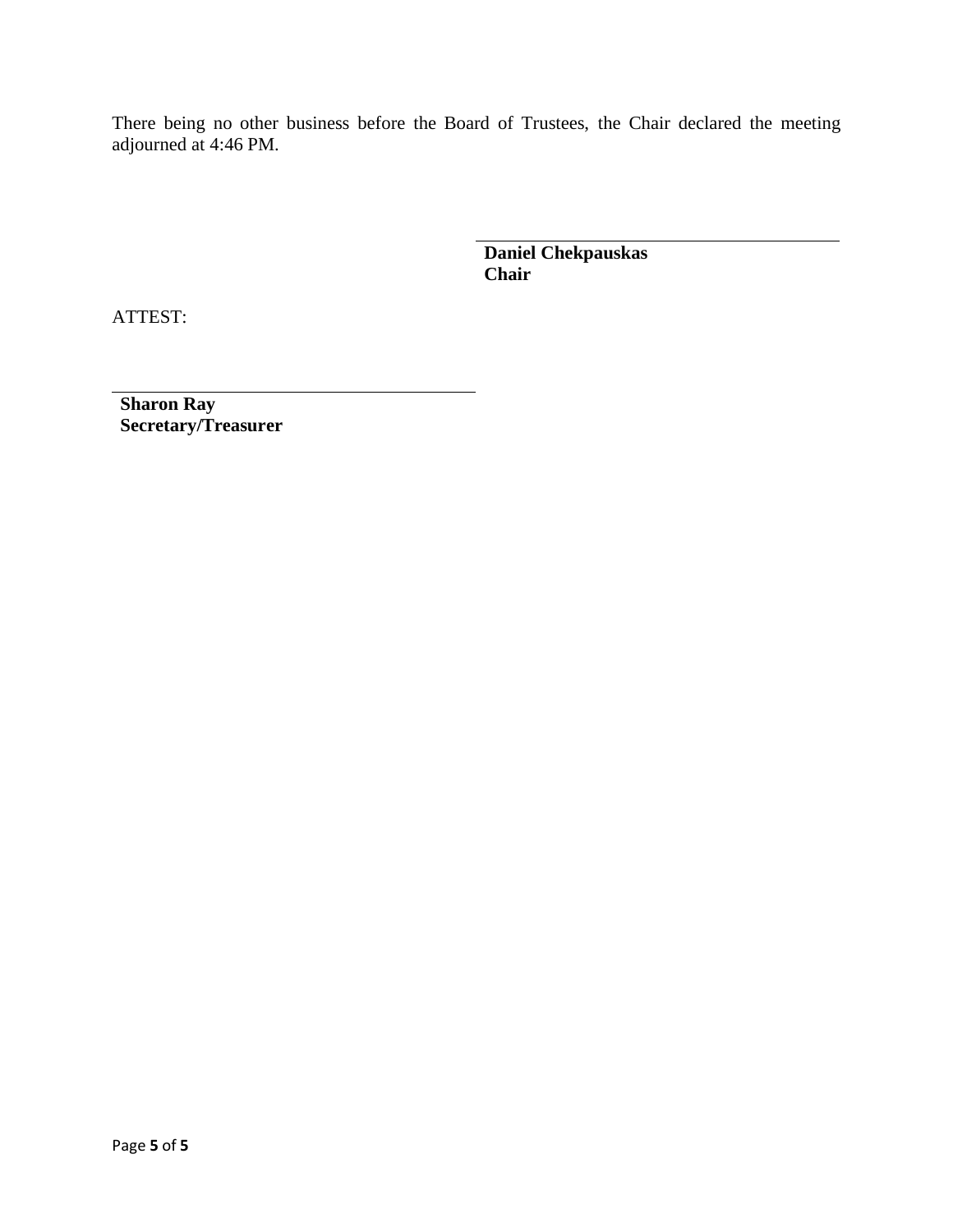There being no other business before the Board of Trustees, the Chair declared the meeting adjourned at 4:46 PM.

\_\_\_\_\_\_\_\_\_\_\_\_\_\_\_\_\_\_\_\_\_\_\_\_\_\_\_\_\_\_\_\_\_\_\_\_\_\_

**Daniel Chekpauskas**
**Chair**

ATTEST:

\_\_\_\_\_\_\_\_\_\_\_\_\_\_\_\_\_\_\_\_\_\_\_\_\_\_\_\_\_\_\_\_\_\_\_\_\_\_

**Sharon Ray**
**Secretary/Treasurer**